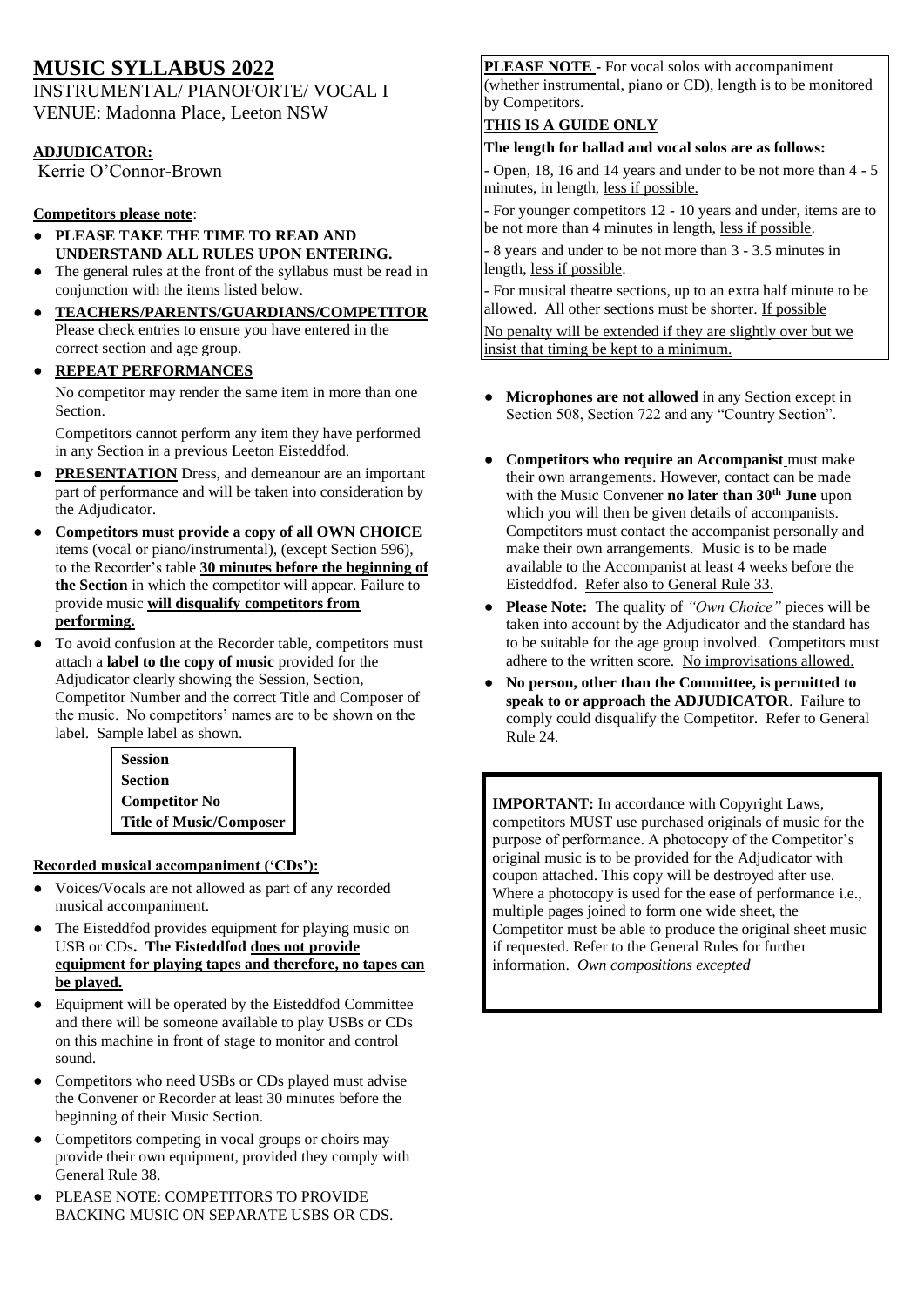# MUSIC SYLLABUS 2022

INSTRUMENTAL/ PIANOFORTE/ VOCAL I
VENUE: Madonna Place, Leeton NSW

**ADJUDICATOR:**
Kerrie O'Connor-Brown

**Competitors please note**:

- **PLEASE TAKE THE TIME TO READ AND UNDERSTAND ALL RULES UPON ENTERING.**
- The general rules at the front of the syllabus must be read in conjunction with the items listed below.
- **TEACHERS/PARENTS/GUARDIANS/COMPETITOR** Please check entries to ensure you have entered in the correct section and age group.
- **REPEAT PERFORMANCES**

  No competitor may render the same item in more than one Section.

  Competitors cannot perform any item they have performed in any Section in a previous Leeton Eisteddfod.
- **PRESENTATION** Dress, and demeanour are an important part of performance and will be taken into consideration by the Adjudicator.
- **Competitors must provide a copy of all OWN CHOICE** items (vocal or piano/instrumental), (except Section 596), to the Recorder's table **30 minutes before the beginning of the Section** in which the competitor will appear. Failure to provide music **will disqualify competitors from performing.**
- To avoid confusion at the Recorder table, competitors must attach a **label to the copy of music** provided for the Adjudicator clearly showing the Session, Section, Competitor Number and the correct Title and Composer of the music. No competitors' names are to be shown on the label. Sample label as shown.

| **Session** |
|---|
| **Section** |
| **Competitor No** |
| **Title of Music/Composer** |

**Recorded musical accompaniment ('CDs'):**

- Voices/Vocals are not allowed as part of any recorded musical accompaniment.
- The Eisteddfod provides equipment for playing music on USB or CDs**. The Eisteddfod does not provide equipment for playing tapes and therefore, no tapes can be played.**
- Equipment will be operated by the Eisteddfod Committee and there will be someone available to play USBs or CDs on this machine in front of stage to monitor and control sound.
- Competitors who need USBs or CDs played must advise the Convener or Recorder at least 30 minutes before the beginning of their Music Section.
- Competitors competing in vocal groups or choirs may provide their own equipment, provided they comply with General Rule 38.
- PLEASE NOTE: COMPETITORS TO PROVIDE BACKING MUSIC ON SEPARATE USBS OR CDS.

**PLEASE NOTE -** For vocal solos with accompaniment (whether instrumental, piano or CD), length is to be monitored by Competitors.

**THIS IS A GUIDE ONLY**

**The length for ballad and vocal solos are as follows:**

- Open, 18, 16 and 14 years and under to be not more than 4 - 5 minutes, in length, less if possible.
- For younger competitors 12 - 10 years and under, items are to be not more than 4 minutes in length, less if possible.
- 8 years and under to be not more than 3 - 3.5 minutes in length, less if possible.
- For musical theatre sections, up to an extra half minute to be allowed. All other sections must be shorter. If possible

No penalty will be extended if they are slightly over but we insist that timing be kept to a minimum.

- **Microphones are not allowed** in any Section except in Section 508, Section 722 and any "Country Section".
- **Competitors who require an Accompanist** must make their own arrangements. However, contact can be made with the Music Convener **no later than 30th June** upon which you will then be given details of accompanists. Competitors must contact the accompanist personally and make their own arrangements. Music is to be made available to the Accompanist at least 4 weeks before the Eisteddfod. Refer also to General Rule 33.
- **Please Note:** The quality of *"Own Choice"* pieces will be taken into account by the Adjudicator and the standard has to be suitable for the age group involved. Competitors must adhere to the written score. No improvisations allowed.
- **No person, other than the Committee, is permitted to speak to or approach the ADJUDICATOR**. Failure to comply could disqualify the Competitor. Refer to General Rule 24.

**IMPORTANT:** In accordance with Copyright Laws, competitors MUST use purchased originals of music for the purpose of performance. A photocopy of the Competitor's original music is to be provided for the Adjudicator with coupon attached. This copy will be destroyed after use. Where a photocopy is used for the ease of performance i.e., multiple pages joined to form one wide sheet, the Competitor must be able to produce the original sheet music if requested. Refer to the General Rules for further information. *Own compositions excepted*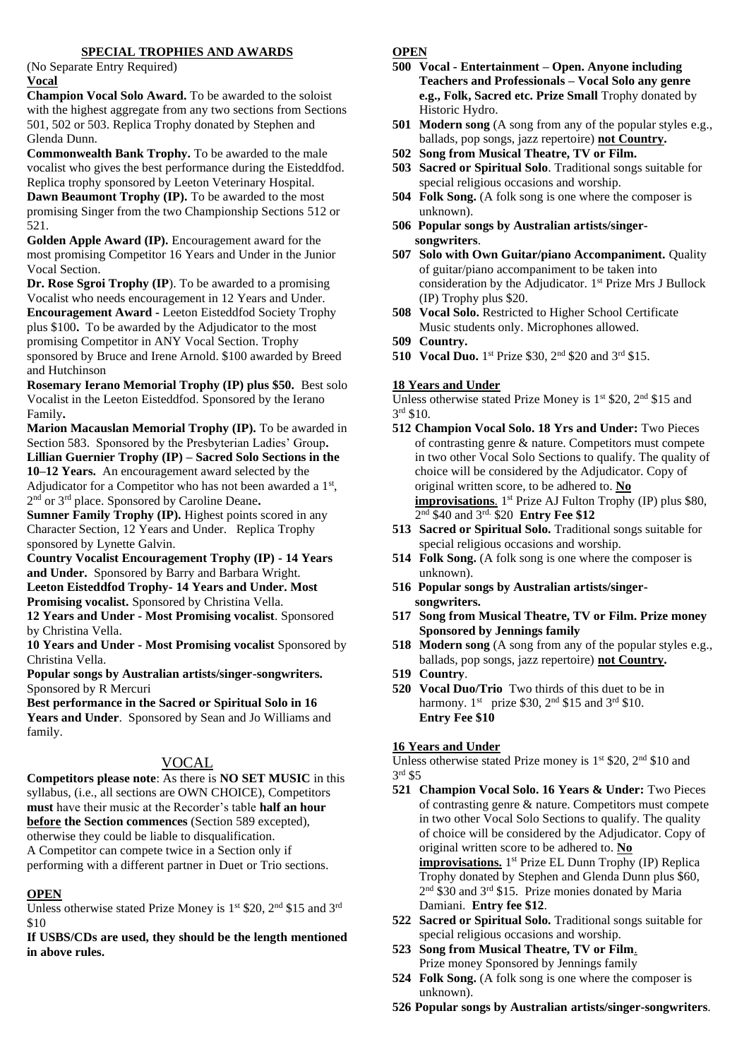## SPECIAL TROPHIES AND AWARDS

(No Separate Entry Required)

**Vocal**

**Champion Vocal Solo Award.** To be awarded to the soloist with the highest aggregate from any two sections from Sections 501, 502 or 503. Replica Trophy donated by Stephen and Glenda Dunn.

**Commonwealth Bank Trophy.** To be awarded to the male vocalist who gives the best performance during the Eisteddfod. Replica trophy sponsored by Leeton Veterinary Hospital.

**Dawn Beaumont Trophy (IP).** To be awarded to the most promising Singer from the two Championship Sections 512 or 521.

**Golden Apple Award (IP).** Encouragement award for the most promising Competitor 16 Years and Under in the Junior Vocal Section.

**Dr. Rose Sgroi Trophy (IP**). To be awarded to a promising Vocalist who needs encouragement in 12 Years and Under.

**Encouragement Award** - Leeton Eisteddfod Society Trophy plus $100**.** To be awarded by the Adjudicator to the most promising Competitor in ANY Vocal Section. Trophy sponsored by Bruce and Irene Arnold. $100 awarded by Breed and Hutchinson

**Rosemary Ierano Memorial Trophy (IP) plus $50.** Best solo Vocalist in the Leeton Eisteddfod. Sponsored by the Ierano Family**.**

**Marion Macauslan Memorial Trophy (IP).** To be awarded in Section 583. Sponsored by the Presbyterian Ladies' Group**.**

**Lillian Guernier Trophy (IP) – Sacred Solo Sections in the 10–12 Years.** An encouragement award selected by the Adjudicator for a Competitor who has not been awarded a 1st, 2nd or 3rd place. Sponsored by Caroline Deane**.**

**Sumner Family Trophy (IP).** Highest points scored in any Character Section, 12 Years and Under. Replica Trophy sponsored by Lynette Galvin.

**Country Vocalist Encouragement Trophy (IP) - 14 Years and Under.** Sponsored by Barry and Barbara Wright.

**Leeton Eisteddfod Trophy- 14 Years and Under. Most Promising vocalist.** Sponsored by Christina Vella.

**12 Years and Under - Most Promising vocalist**. Sponsored by Christina Vella.

**10 Years and Under - Most Promising vocalist** Sponsored by Christina Vella.

**Popular songs by Australian artists/singer-songwriters.** Sponsored by R Mercuri

**Best performance in the Sacred or Spiritual Solo in 16 Years and Under**. Sponsored by Sean and Jo Williams and family.

## VOCAL

**Competitors please note**: As there is **NO SET MUSIC** in this syllabus, (i.e., all sections are OWN CHOICE), Competitors **must** have their music at the Recorder's table **half an hour before the Section commences** (Section 589 excepted), otherwise they could be liable to disqualification.

A Competitor can compete twice in a Section only if performing with a different partner in Duet or Trio sections.

### OPEN

Unless otherwise stated Prize Money is 1st $20, 2nd $15 and 3rd $10

**If USBS/CDs are used, they should be the length mentioned in above rules.**

### OPEN

**500 Vocal - Entertainment – Open. Anyone including Teachers and Professionals – Vocal Solo any genre e.g., Folk, Sacred etc. Prize Small** Trophy donated by Historic Hydro.

**501 Modern song** (A song from any of the popular styles e.g., ballads, pop songs, jazz repertoire) **not Country.**

**502 Song from Musical Theatre, TV or Film.**

**503 Sacred or Spiritual Solo**. Traditional songs suitable for special religious occasions and worship.

**504 Folk Song.** (A folk song is one where the composer is unknown).

**506 Popular songs by Australian artists/singer-songwriters**.

**507 Solo with Own Guitar/piano Accompaniment.** Quality of guitar/piano accompaniment to be taken into consideration by the Adjudicator. 1st Prize Mrs J Bullock (IP) Trophy plus $20.

**508 Vocal Solo.** Restricted to Higher School Certificate Music students only. Microphones allowed.

**509 Country.**

**510 Vocal Duo.** 1st Prize $30, 2nd $20 and 3rd $15.

### 18 Years and Under

Unless otherwise stated Prize Money is 1st $20, 2nd $15 and 3rd $10.

**512 Champion Vocal Solo. 18 Yrs and Under:** Two Pieces of contrasting genre & nature. Competitors must compete in two other Vocal Solo Sections to qualify. The quality of choice will be considered by the Adjudicator. Copy of original written score, to be adhered to. **No improvisations**. 1st Prize AJ Fulton Trophy (IP) plus $80, 2nd $40 and 3rd. $20 **Entry Fee $12**

**513 Sacred or Spiritual Solo.** Traditional songs suitable for special religious occasions and worship.

**514 Folk Song.** (A folk song is one where the composer is unknown).

**516 Popular songs by Australian artists/singer-songwriters.**

**517 Song from Musical Theatre, TV or Film. Prize money Sponsored by Jennings family**

**518 Modern song** (A song from any of the popular styles e.g., ballads, pop songs, jazz repertoire) **not Country.**

**519 Country**.

**520 Vocal Duo/Trio** Two thirds of this duet to be in harmony. 1st prize $30, 2nd $15 and 3rd $10. **Entry Fee $10**

### 16 Years and Under

Unless otherwise stated Prize money is 1st $20, 2nd $10 and 3rd $5

**521 Champion Vocal Solo. 16 Years & Under:** Two Pieces of contrasting genre & nature. Competitors must compete in two other Vocal Solo Sections to qualify. The quality of choice will be considered by the Adjudicator. Copy of original written score to be adhered to. **No improvisations.** 1st Prize EL Dunn Trophy (IP) Replica Trophy donated by Stephen and Glenda Dunn plus $60, 2nd $30 and 3rd $15. Prize monies donated by Maria Damiani. **Entry fee $12**.

**522 Sacred or Spiritual Solo.** Traditional songs suitable for special religious occasions and worship.

**523 Song from Musical Theatre, TV or Film**. Prize money Sponsored by Jennings family

**524 Folk Song.** (A folk song is one where the composer is unknown).

**526 Popular songs by Australian artists/singer-songwriters**.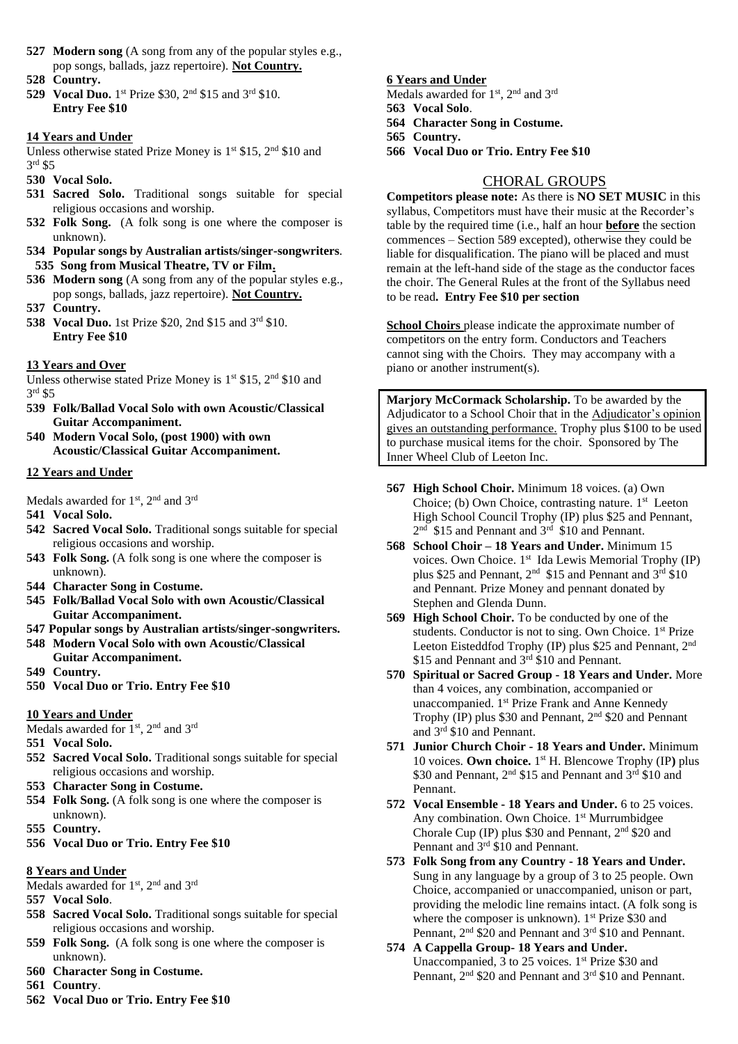**527 Modern song** (A song from any of the popular styles e.g., pop songs, ballads, jazz repertoire). **Not Country.**

**528 Country.**

**529 Vocal Duo.** 1st Prize $30, 2nd $15 and 3rd $10. **Entry Fee $10**

**14 Years and Under**

Unless otherwise stated Prize Money is 1st $15, 2nd $10 and 3rd $5

**530 Vocal Solo.**

**531 Sacred Solo.** Traditional songs suitable for special religious occasions and worship.

**532 Folk Song.** (A folk song is one where the composer is unknown).

**534 Popular songs by Australian artists/singer-songwriters**.

**535 Song from Musical Theatre, TV or Film.**

**536 Modern song** (A song from any of the popular styles e.g., pop songs, ballads, jazz repertoire). **Not Country.**

**537 Country.**

**538 Vocal Duo.** 1st Prize $20, 2nd $15 and 3rd $10. **Entry Fee $10**

**13 Years and Over**

Unless otherwise stated Prize Money is 1st $15, 2nd $10 and 3rd $5

**539 Folk/Ballad Vocal Solo with own Acoustic/Classical Guitar Accompaniment.**

**540 Modern Vocal Solo, (post 1900) with own Acoustic/Classical Guitar Accompaniment.**

**12 Years and Under**

Medals awarded for 1st, 2nd and 3rd

**541 Vocal Solo.**

**542 Sacred Vocal Solo.** Traditional songs suitable for special religious occasions and worship.

**543 Folk Song.** (A folk song is one where the composer is unknown).

**544 Character Song in Costume.**

**545 Folk/Ballad Vocal Solo with own Acoustic/Classical Guitar Accompaniment.**

**547 Popular songs by Australian artists/singer-songwriters.**

**548 Modern Vocal Solo with own Acoustic/Classical Guitar Accompaniment.**

**549 Country.**

**550 Vocal Duo or Trio. Entry Fee $10**

**10 Years and Under**

Medals awarded for 1st, 2nd and 3rd

**551 Vocal Solo.**

**552 Sacred Vocal Solo.** Traditional songs suitable for special religious occasions and worship.

**553 Character Song in Costume.**

**554 Folk Song.** (A folk song is one where the composer is unknown).

**555 Country.**

**556 Vocal Duo or Trio. Entry Fee $10**

**8 Years and Under**

Medals awarded for 1st, 2nd and 3rd

**557 Vocal Solo**.

**558 Sacred Vocal Solo.** Traditional songs suitable for special religious occasions and worship.

**559 Folk Song.** (A folk song is one where the composer is unknown).

**560 Character Song in Costume.**

**561 Country**.

**562 Vocal Duo or Trio. Entry Fee $10**

**6 Years and Under**

Medals awarded for 1st, 2nd and 3rd

**563 Vocal Solo**.

**564 Character Song in Costume.**

**565 Country.**

**566 Vocal Duo or Trio. Entry Fee $10**

## CHORAL GROUPS

**Competitors please note:** As there is **NO SET MUSIC** in this syllabus, Competitors must have their music at the Recorder's table by the required time (i.e., half an hour **before** the section commences – Section 589 excepted), otherwise they could be liable for disqualification. The piano will be placed and must remain at the left-hand side of the stage as the conductor faces the choir. The General Rules at the front of the Syllabus need to be read**. Entry Fee $10 per section**

**School Choirs** please indicate the approximate number of competitors on the entry form. Conductors and Teachers cannot sing with the Choirs. They may accompany with a piano or another instrument(s).

**Marjory McCormack Scholarship.** To be awarded by the Adjudicator to a School Choir that in the Adjudicator's opinion gives an outstanding performance. Trophy plus $100 to be used to purchase musical items for the choir. Sponsored by The Inner Wheel Club of Leeton Inc.

**567 High School Choir.** Minimum 18 voices. (a) Own Choice; (b) Own Choice, contrasting nature. 1st Leeton High School Council Trophy (IP) plus $25 and Pennant, 2nd $15 and Pennant and 3rd $10 and Pennant.

**568 School Choir – 18 Years and Under.** Minimum 15 voices. Own Choice. 1st Ida Lewis Memorial Trophy (IP) plus $25 and Pennant, 2nd $15 and Pennant and 3rd $10 and Pennant. Prize Money and pennant donated by Stephen and Glenda Dunn.

**569 High School Choir.** To be conducted by one of the students. Conductor is not to sing. Own Choice. 1st Prize Leeton Eisteddfod Trophy (IP) plus $25 and Pennant, 2nd $15 and Pennant and 3rd $10 and Pennant.

**570 Spiritual or Sacred Group - 18 Years and Under.** More than 4 voices, any combination, accompanied or unaccompanied. 1st Prize Frank and Anne Kennedy Trophy (IP) plus $30 and Pennant, 2nd $20 and Pennant and 3rd $10 and Pennant.

**571 Junior Church Choir - 18 Years and Under.** Minimum 10 voices. **Own choice.** 1st H. Blencowe Trophy (IP) plus $30 and Pennant, 2nd $15 and Pennant and 3rd $10 and Pennant.

**572 Vocal Ensemble - 18 Years and Under.** 6 to 25 voices. Any combination. Own Choice. 1st Murrumbidgee Chorale Cup (IP) plus $30 and Pennant, 2nd $20 and Pennant and 3rd $10 and Pennant.

**573 Folk Song from any Country - 18 Years and Under.** Sung in any language by a group of 3 to 25 people. Own Choice, accompanied or unaccompanied, unison or part, providing the melodic line remains intact. (A folk song is where the composer is unknown). 1st Prize $30 and Pennant, 2nd $20 and Pennant and 3rd $10 and Pennant.

**574 A Cappella Group- 18 Years and Under.** Unaccompanied, 3 to 25 voices. 1st Prize $30 and Pennant, 2nd $20 and Pennant and 3rd $10 and Pennant.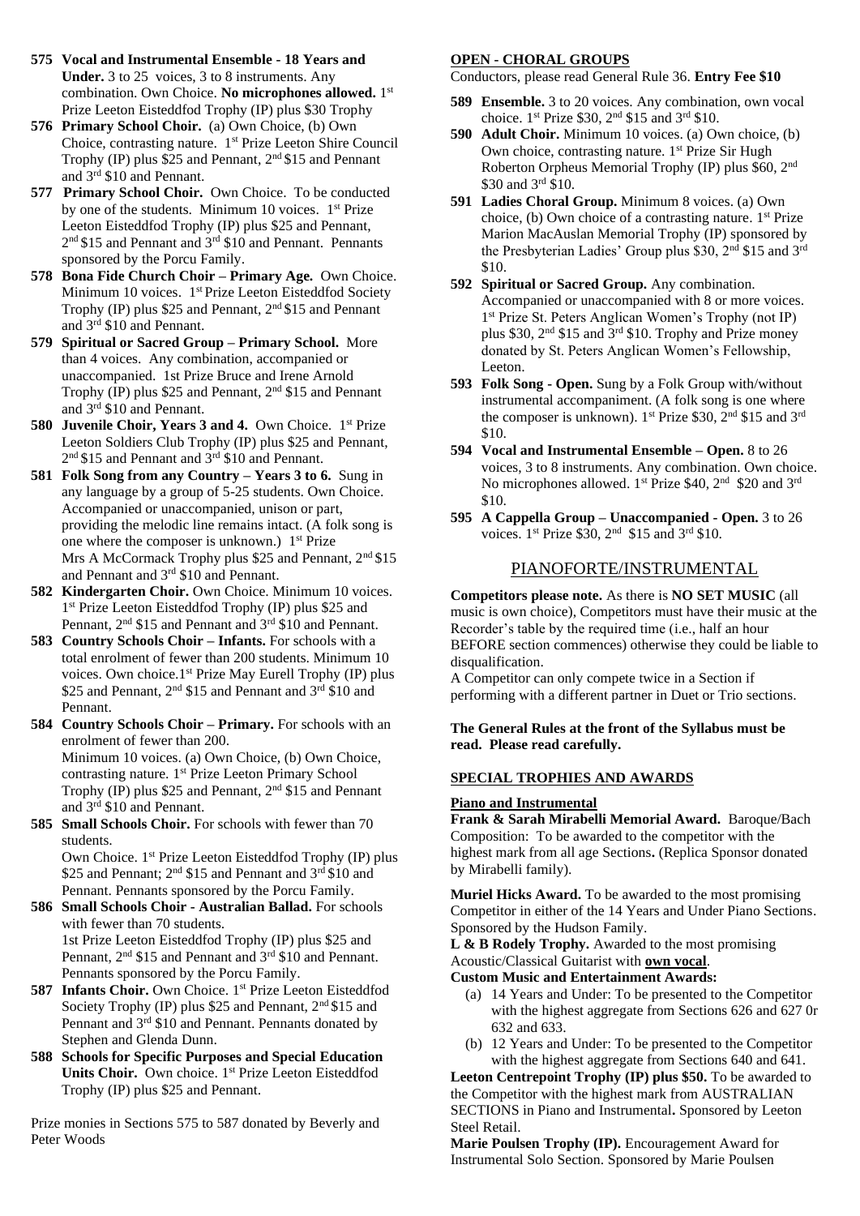**575 Vocal and Instrumental Ensemble - 18 Years and Under.** 3 to 25 voices, 3 to 8 instruments. Any combination. Own Choice. **No microphones allowed.** 1st Prize Leeton Eisteddfod Trophy (IP) plus $30 Trophy

**576 Primary School Choir.** (a) Own Choice, (b) Own Choice, contrasting nature. 1st Prize Leeton Shire Council Trophy (IP) plus $25 and Pennant, 2nd $15 and Pennant and 3rd $10 and Pennant.

**577 Primary School Choir.** Own Choice. To be conducted by one of the students. Minimum 10 voices. 1st Prize Leeton Eisteddfod Trophy (IP) plus $25 and Pennant, 2nd $15 and Pennant and 3rd $10 and Pennant. Pennants sponsored by the Porcu Family.

**578 Bona Fide Church Choir – Primary Age.** Own Choice. Minimum 10 voices. 1st Prize Leeton Eisteddfod Society Trophy (IP) plus $25 and Pennant, 2nd $15 and Pennant and 3rd $10 and Pennant.

**579 Spiritual or Sacred Group – Primary School.** More than 4 voices. Any combination, accompanied or unaccompanied. 1st Prize Bruce and Irene Arnold Trophy (IP) plus $25 and Pennant, 2nd $15 and Pennant and 3rd $10 and Pennant.

**580 Juvenile Choir, Years 3 and 4.** Own Choice. 1st Prize Leeton Soldiers Club Trophy (IP) plus $25 and Pennant, 2nd $15 and Pennant and 3rd $10 and Pennant.

**581 Folk Song from any Country – Years 3 to 6.** Sung in any language by a group of 5-25 students. Own Choice. Accompanied or unaccompanied, unison or part, providing the melodic line remains intact. (A folk song is one where the composer is unknown.) 1st Prize Mrs A McCormack Trophy plus $25 and Pennant, 2nd $15 and Pennant and 3rd $10 and Pennant.

**582 Kindergarten Choir.** Own Choice. Minimum 10 voices. 1st Prize Leeton Eisteddfod Trophy (IP) plus $25 and Pennant, 2nd $15 and Pennant and 3rd $10 and Pennant.

**583 Country Schools Choir – Infants.** For schools with a total enrolment of fewer than 200 students. Minimum 10 voices. Own choice.1st Prize May Eurell Trophy (IP) plus $25 and Pennant, 2nd $15 and Pennant and 3rd $10 and Pennant.

**584 Country Schools Choir – Primary.** For schools with an enrolment of fewer than 200.
Minimum 10 voices. (a) Own Choice, (b) Own Choice, contrasting nature. 1st Prize Leeton Primary School Trophy (IP) plus $25 and Pennant, 2nd $15 and Pennant and 3rd $10 and Pennant.

**585 Small Schools Choir.** For schools with fewer than 70 students.
Own Choice. 1st Prize Leeton Eisteddfod Trophy (IP) plus $25 and Pennant; 2nd $15 and Pennant and 3rd $10 and Pennant. Pennants sponsored by the Porcu Family.

**586 Small Schools Choir - Australian Ballad.** For schools with fewer than 70 students.
1st Prize Leeton Eisteddfod Trophy (IP) plus $25 and Pennant, 2nd $15 and Pennant and 3rd $10 and Pennant. Pennants sponsored by the Porcu Family.

**587 Infants Choir.** Own Choice. 1st Prize Leeton Eisteddfod Society Trophy (IP) plus $25 and Pennant, 2nd $15 and Pennant and 3rd $10 and Pennant. Pennants donated by Stephen and Glenda Dunn.

**588 Schools for Specific Purposes and Special Education Units Choir.** Own choice. 1st Prize Leeton Eisteddfod Trophy (IP) plus $25 and Pennant.

Prize monies in Sections 575 to 587 donated by Beverly and Peter Woods

## OPEN - CHORAL GROUPS

Conductors, please read General Rule 36. **Entry Fee $10**

**589 Ensemble.** 3 to 20 voices. Any combination, own vocal choice. 1st Prize $30, 2nd $15 and 3rd $10.

**590 Adult Choir.** Minimum 10 voices. (a) Own choice, (b) Own choice, contrasting nature. 1st Prize Sir Hugh Roberton Orpheus Memorial Trophy (IP) plus $60, 2nd $30 and 3rd $10.

**591 Ladies Choral Group.** Minimum 8 voices. (a) Own choice, (b) Own choice of a contrasting nature. 1st Prize Marion MacAuslan Memorial Trophy (IP) sponsored by the Presbyterian Ladies' Group plus $30, 2nd $15 and 3rd $10.

**592 Spiritual or Sacred Group.** Any combination. Accompanied or unaccompanied with 8 or more voices. 1st Prize St. Peters Anglican Women's Trophy (not IP) plus $30, 2nd $15 and 3rd $10. Trophy and Prize money donated by St. Peters Anglican Women's Fellowship, Leeton.

**593 Folk Song - Open.** Sung by a Folk Group with/without instrumental accompaniment. (A folk song is one where the composer is unknown). 1st Prize $30, 2nd $15 and 3rd $10.

**594 Vocal and Instrumental Ensemble – Open.** 8 to 26 voices, 3 to 8 instruments. Any combination. Own choice. No microphones allowed. 1st Prize $40, 2nd $20 and 3rd $10.

**595 A Cappella Group – Unaccompanied - Open.** 3 to 26 voices. 1st Prize $30, 2nd $15 and 3rd $10.

# PIANOFORTE/INSTRUMENTAL

**Competitors please note.** As there is **NO SET MUSIC** (all music is own choice), Competitors must have their music at the Recorder's table by the required time (i.e., half an hour BEFORE section commences) otherwise they could be liable to disqualification.
A Competitor can only compete twice in a Section if performing with a different partner in Duet or Trio sections.

**The General Rules at the front of the Syllabus must be read. Please read carefully.**

## SPECIAL TROPHIES AND AWARDS

### Piano and Instrumental

**Frank & Sarah Mirabelli Memorial Award.** Baroque/Bach Composition: To be awarded to the competitor with the highest mark from all age Sections**.** (Replica Sponsor donated by Mirabelli family).

**Muriel Hicks Award.** To be awarded to the most promising Competitor in either of the 14 Years and Under Piano Sections. Sponsored by the Hudson Family.

**L & B Rodely Trophy.** Awarded to the most promising Acoustic/Classical Guitarist with **own vocal**.

**Custom Music and Entertainment Awards:**

(a) 14 Years and Under: To be presented to the Competitor with the highest aggregate from Sections 626 and 627 0r 632 and 633.

(b) 12 Years and Under: To be presented to the Competitor with the highest aggregate from Sections 640 and 641.

**Leeton Centrepoint Trophy (IP) plus $50.** To be awarded to the Competitor with the highest mark from AUSTRALIAN SECTIONS in Piano and Instrumental**.** Sponsored by Leeton Steel Retail.

**Marie Poulsen Trophy (IP).** Encouragement Award for Instrumental Solo Section. Sponsored by Marie Poulsen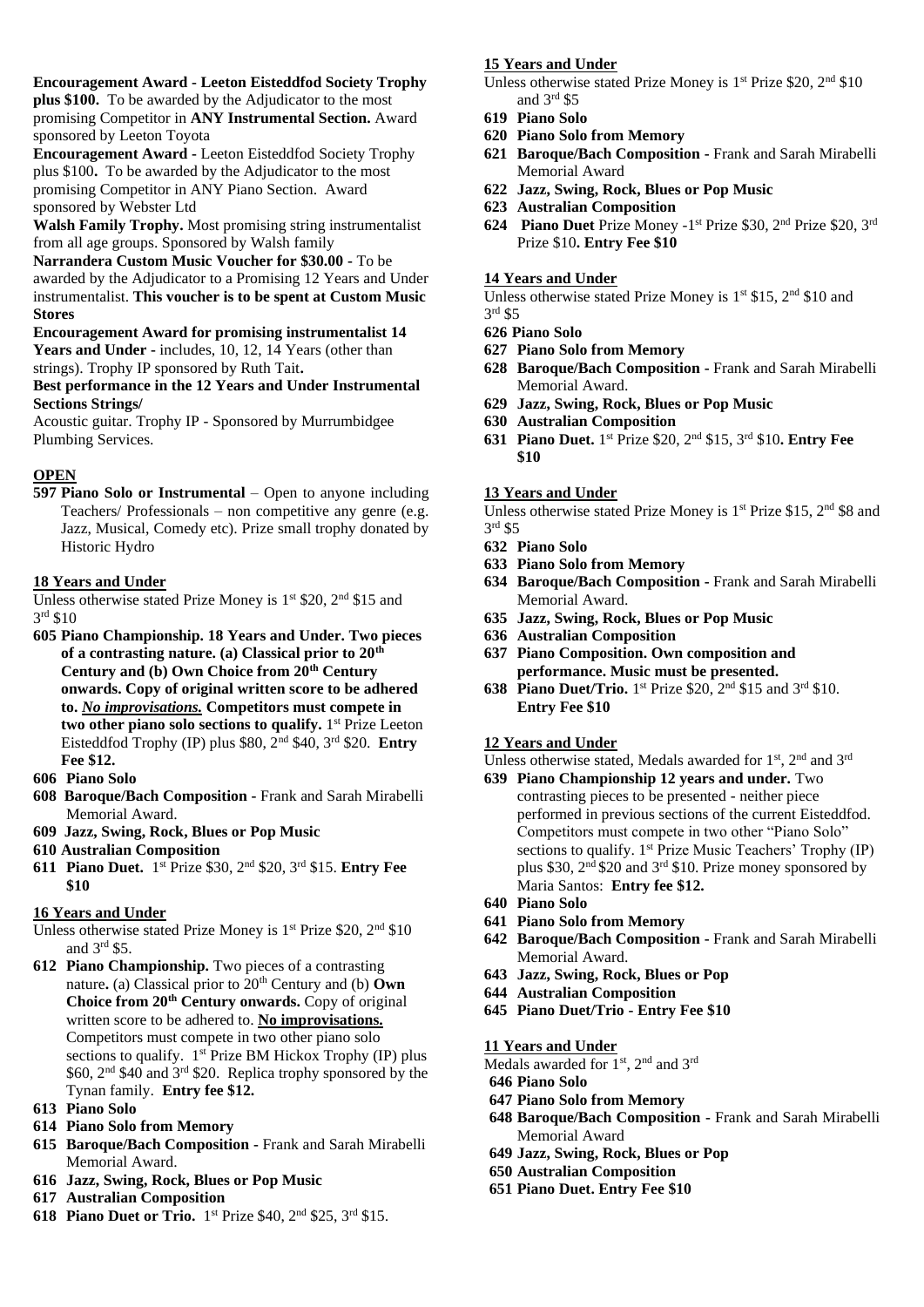**Encouragement Award - Leeton Eisteddfod Society Trophy plus $100.** To be awarded by the Adjudicator to the most promising Competitor in **ANY Instrumental Section.** Award sponsored by Leeton Toyota

**Encouragement Award -** Leeton Eisteddfod Society Trophy plus $100**.** To be awarded by the Adjudicator to the most promising Competitor in ANY Piano Section. Award sponsored by Webster Ltd

**Walsh Family Trophy.** Most promising string instrumentalist from all age groups. Sponsored by Walsh family

**Narrandera Custom Music Voucher for $30.00** - To be awarded by the Adjudicator to a Promising 12 Years and Under instrumentalist. **This voucher is to be spent at Custom Music Stores**

**Encouragement Award for promising instrumentalist 14 Years and Under** - includes, 10, 12, 14 Years (other than strings). Trophy IP sponsored by Ruth Tait**.**

**Best performance in the 12 Years and Under Instrumental Sections Strings/**
Acoustic guitar. Trophy IP - Sponsored by Murrumbidgee Plumbing Services.

## OPEN

**597 Piano Solo or Instrumental** – Open to anyone including Teachers/ Professionals – non competitive any genre (e.g. Jazz, Musical, Comedy etc). Prize small trophy donated by Historic Hydro

## 18 Years and Under

Unless otherwise stated Prize Money is 1st $20, 2nd $15 and 3rd $10

**605 Piano Championship. 18 Years and Under. Two pieces of a contrasting nature. (a) Classical prior to 20th Century and (b) Own Choice from 20th Century onwards. Copy of original written score to be adhered to. *No improvisations.* Competitors must compete in two other piano solo sections to qualify.** 1st Prize Leeton Eisteddfod Trophy (IP) plus $80, 2nd $40, 3rd $20. **Entry Fee $12.**

**606 Piano Solo**

**608 Baroque/Bach Composition -** Frank and Sarah Mirabelli Memorial Award.

**609 Jazz, Swing, Rock, Blues or Pop Music**

**610 Australian Composition**

**611 Piano Duet.** 1st Prize $30, 2nd $20, 3rd $15. **Entry Fee $10**

## 16 Years and Under

Unless otherwise stated Prize Money is 1st Prize $20, 2nd $10 and 3rd $5.

**612 Piano Championship.** Two pieces of a contrasting nature**.** (a) Classical prior to 20th Century and (b) **Own Choice from 20th Century onwards.** Copy of original written score to be adhered to. **No improvisations.** Competitors must compete in two other piano solo sections to qualify. 1st Prize BM Hickox Trophy (IP) plus $60, 2nd $40 and 3rd $20. Replica trophy sponsored by the Tynan family. **Entry fee $12.**

**613 Piano Solo**

**614 Piano Solo from Memory**

**615 Baroque/Bach Composition -** Frank and Sarah Mirabelli Memorial Award.

**616 Jazz, Swing, Rock, Blues or Pop Music**

**617 Australian Composition**

**618 Piano Duet or Trio.** 1st Prize $40, 2nd $25, 3rd $15.

## 15 Years and Under

Unless otherwise stated Prize Money is 1st Prize $20, 2nd $10 and 3rd $5

**619 Piano Solo**

**620 Piano Solo from Memory**

**621 Baroque/Bach Composition -** Frank and Sarah Mirabelli Memorial Award

**622 Jazz, Swing, Rock, Blues or Pop Music**

**623 Australian Composition**

**624 Piano Duet** Prize Money -1st Prize $30, 2nd Prize $20, 3rd Prize $10**. Entry Fee $10**

## 14 Years and Under

Unless otherwise stated Prize Money is 1st $15, 2nd $10 and 3rd $5

**626 Piano Solo**

**627 Piano Solo from Memory**

**628 Baroque/Bach Composition -** Frank and Sarah Mirabelli Memorial Award.

**629 Jazz, Swing, Rock, Blues or Pop Music**

**630 Australian Composition**

**631 Piano Duet.** 1st Prize $20, 2nd $15, 3rd $10**. Entry Fee $10**

## 13 Years and Under

Unless otherwise stated Prize Money is 1st Prize $15, 2nd $8 and 3rd $5

**632 Piano Solo**

**633 Piano Solo from Memory**

**634 Baroque/Bach Composition -** Frank and Sarah Mirabelli Memorial Award.

**635 Jazz, Swing, Rock, Blues or Pop Music**

**636 Australian Composition**

**637 Piano Composition. Own composition and performance. Music must be presented.**

**638 Piano Duet/Trio.** 1st Prize $20, 2nd $15 and 3rd $10. **Entry Fee $10**

## 12 Years and Under

Unless otherwise stated, Medals awarded for 1st, 2nd and 3rd

**639 Piano Championship 12 years and under.** Two contrasting pieces to be presented - neither piece performed in previous sections of the current Eisteddfod. Competitors must compete in two other "Piano Solo" sections to qualify. 1st Prize Music Teachers' Trophy (IP) plus $30, 2nd $20 and 3rd $10. Prize money sponsored by Maria Santos: **Entry fee $12.**

**640 Piano Solo**

**641 Piano Solo from Memory**

**642 Baroque/Bach Composition -** Frank and Sarah Mirabelli Memorial Award.

**643 Jazz, Swing, Rock, Blues or Pop**

**644 Australian Composition**

**645 Piano Duet/Trio - Entry Fee $10**

## 11 Years and Under

Medals awarded for 1st, 2nd and 3rd

**646 Piano Solo**

**647 Piano Solo from Memory**

**648 Baroque/Bach Composition -** Frank and Sarah Mirabelli Memorial Award

**649 Jazz, Swing, Rock, Blues or Pop**

**650 Australian Composition**

**651 Piano Duet. Entry Fee $10**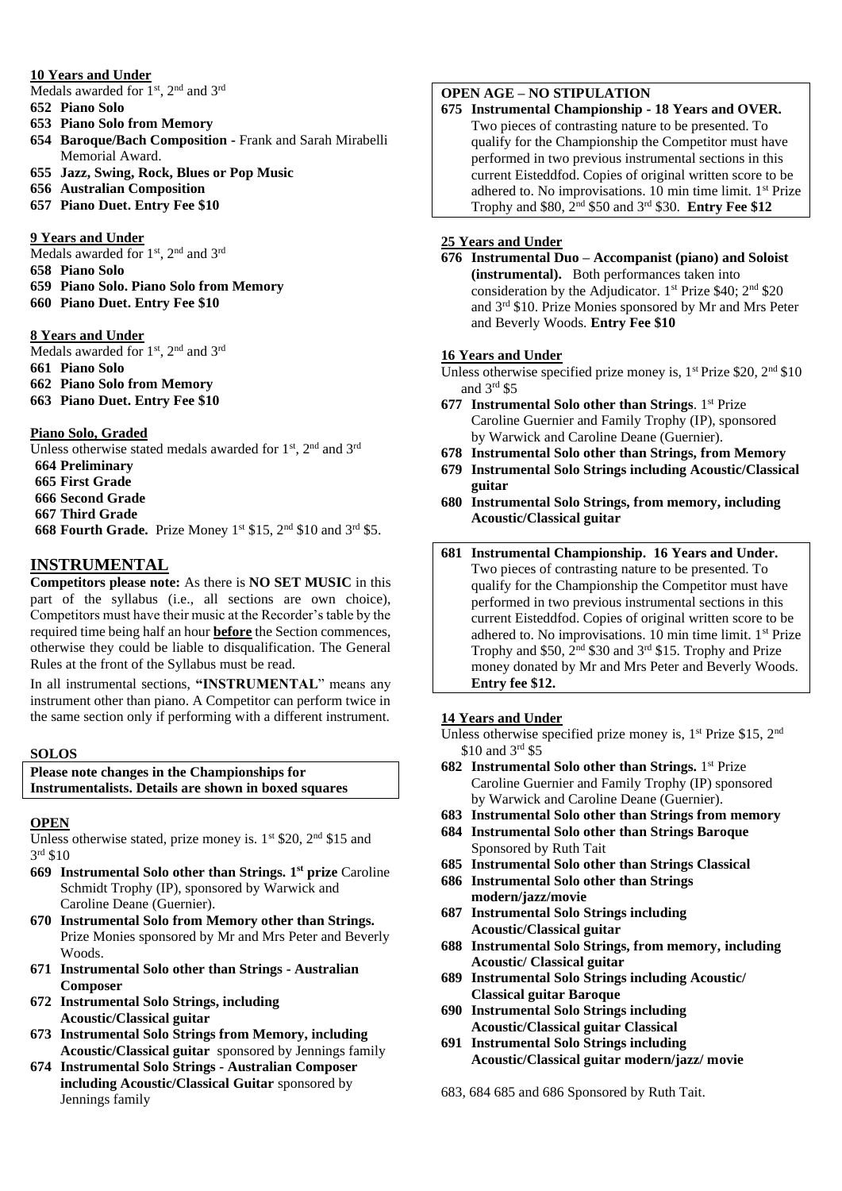**10 Years and Under**

Medals awarded for 1st, 2nd and 3rd

**652 Piano Solo**

**653 Piano Solo from Memory**

**654 Baroque/Bach Composition -** Frank and Sarah Mirabelli Memorial Award.

**655 Jazz, Swing, Rock, Blues or Pop Music**

**656 Australian Composition**

**657 Piano Duet. Entry Fee $10**

**9 Years and Under**

Medals awarded for 1st, 2nd and 3rd

**658 Piano Solo**

**659 Piano Solo. Piano Solo from Memory**

**660 Piano Duet. Entry Fee $10**

**8 Years and Under**

Medals awarded for 1st, 2nd and 3rd

**661 Piano Solo**

**662 Piano Solo from Memory**

**663 Piano Duet. Entry Fee $10**

**Piano Solo, Graded**

Unless otherwise stated medals awarded for 1st, 2nd and 3rd

**664 Preliminary**

**665 First Grade**

**666 Second Grade**

**667 Third Grade**

**668 Fourth Grade.** Prize Money 1st $15, 2nd $10 and 3rd $5.

## INSTRUMENTAL

**Competitors please note:** As there is **NO SET MUSIC** in this part of the syllabus (i.e., all sections are own choice), Competitors must have their music at the Recorder's table by the required time being half an hour **before** the Section commences, otherwise they could be liable to disqualification. The General Rules at the front of the Syllabus must be read.

In all instrumental sections, **"INSTRUMENTAL"** means any instrument other than piano. A Competitor can perform twice in the same section only if performing with a different instrument.

**SOLOS**

**Please note changes in the Championships for Instrumentalists. Details are shown in boxed squares**

**OPEN**

Unless otherwise stated, prize money is. 1st $20, 2nd $15 and 3rd $10

**669 Instrumental Solo other than Strings. 1st prize** Caroline Schmidt Trophy (IP), sponsored by Warwick and Caroline Deane (Guernier).

**670 Instrumental Solo from Memory other than Strings.** Prize Monies sponsored by Mr and Mrs Peter and Beverly Woods.

**671 Instrumental Solo other than Strings - Australian Composer**

**672 Instrumental Solo Strings, including Acoustic/Classical guitar**

**673 Instrumental Solo Strings from Memory, including Acoustic/Classical guitar** sponsored by Jennings family

**674 Instrumental Solo Strings - Australian Composer including Acoustic/Classical Guitar** sponsored by Jennings family

**OPEN AGE – NO STIPULATION**

**675 Instrumental Championship - 18 Years and OVER.** Two pieces of contrasting nature to be presented. To qualify for the Championship the Competitor must have performed in two previous instrumental sections in this current Eisteddfod. Copies of original written score to be adhered to. No improvisations. 10 min time limit. 1st Prize Trophy and $80, 2nd $50 and 3rd $30. **Entry Fee $12**

**25 Years and Under**

**676 Instrumental Duo – Accompanist (piano) and Soloist (instrumental).** Both performances taken into consideration by the Adjudicator. 1st Prize $40; 2nd $20 and 3rd $10. Prize Monies sponsored by Mr and Mrs Peter and Beverly Woods. **Entry Fee $10**

**16 Years and Under**

Unless otherwise specified prize money is, 1st Prize $20, 2nd $10 and 3rd $5

**677 Instrumental Solo other than Strings**. 1st Prize Caroline Guernier and Family Trophy (IP), sponsored by Warwick and Caroline Deane (Guernier).

**678 Instrumental Solo other than Strings, from Memory**

**679 Instrumental Solo Strings including Acoustic/Classical guitar**

**680 Instrumental Solo Strings, from memory, including Acoustic/Classical guitar**

**681 Instrumental Championship. 16 Years and Under.** Two pieces of contrasting nature to be presented. To qualify for the Championship the Competitor must have performed in two previous instrumental sections in this current Eisteddfod. Copies of original written score to be adhered to. No improvisations. 10 min time limit. 1st Prize Trophy and $50, 2nd $30 and 3rd $15. Trophy and Prize money donated by Mr and Mrs Peter and Beverly Woods. **Entry fee $12.**

**14 Years and Under**

Unless otherwise specified prize money is, 1st Prize $15, 2nd $10 and 3rd $5

**682 Instrumental Solo other than Strings.** 1st Prize Caroline Guernier and Family Trophy (IP) sponsored by Warwick and Caroline Deane (Guernier).

**683 Instrumental Solo other than Strings from memory**

**684 Instrumental Solo other than Strings Baroque** Sponsored by Ruth Tait

**685 Instrumental Solo other than Strings Classical**

**686 Instrumental Solo other than Strings modern/jazz/movie**

**687 Instrumental Solo Strings including Acoustic/Classical guitar**

**688 Instrumental Solo Strings, from memory, including Acoustic/ Classical guitar**

**689 Instrumental Solo Strings including Acoustic/ Classical guitar Baroque**

**690 Instrumental Solo Strings including Acoustic/Classical guitar Classical**

**691 Instrumental Solo Strings including Acoustic/Classical guitar modern/jazz/ movie**

683, 684 685 and 686 Sponsored by Ruth Tait.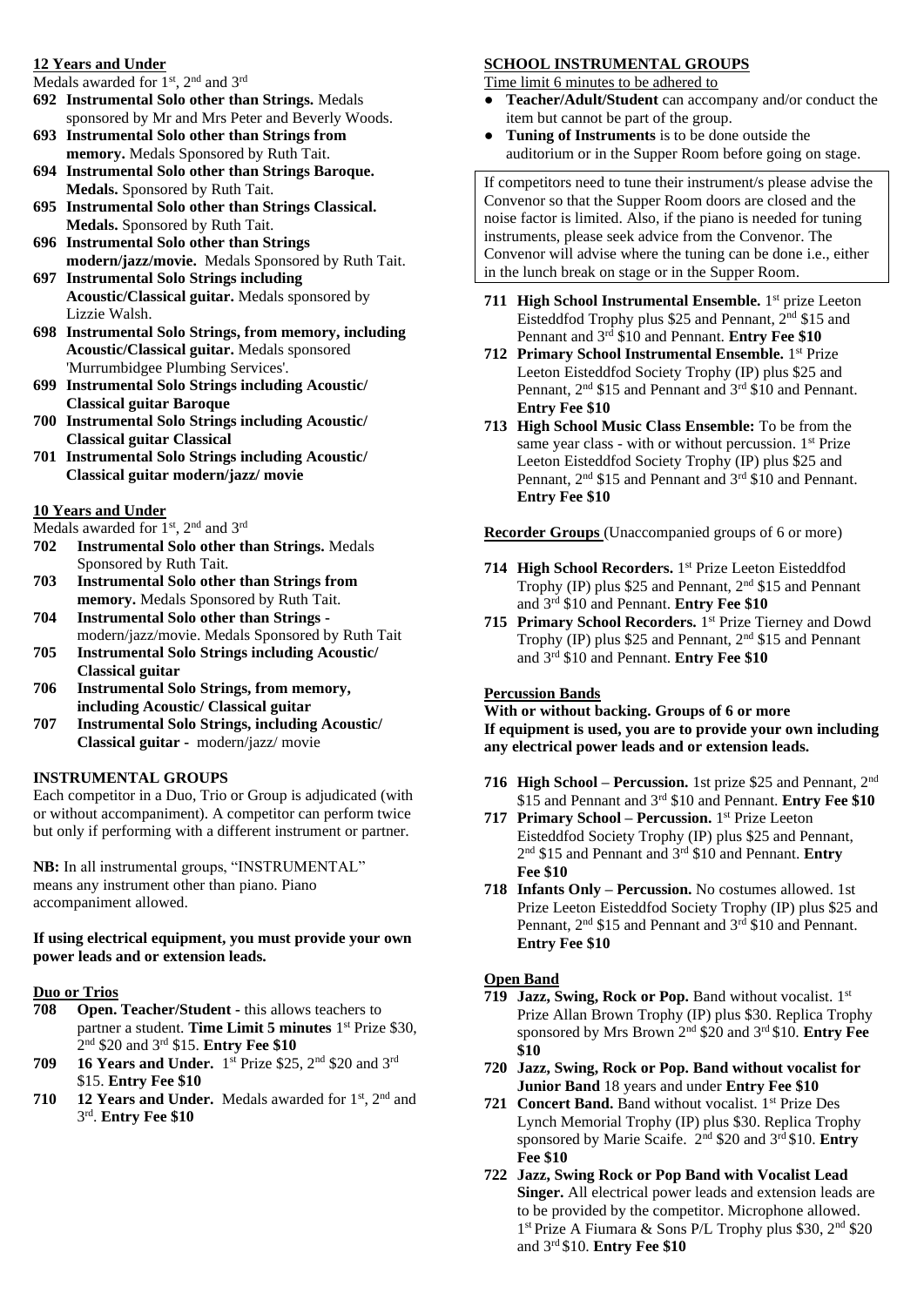**12 Years and Under**

Medals awarded for 1st, 2nd and 3rd

- **692 Instrumental Solo other than Strings.** Medals sponsored by Mr and Mrs Peter and Beverly Woods.
- **693 Instrumental Solo other than Strings from memory.** Medals Sponsored by Ruth Tait.
- **694 Instrumental Solo other than Strings Baroque. Medals.** Sponsored by Ruth Tait.
- **695 Instrumental Solo other than Strings Classical. Medals.** Sponsored by Ruth Tait.
- **696 Instrumental Solo other than Strings modern/jazz/movie.** Medals Sponsored by Ruth Tait.
- **697 Instrumental Solo Strings including Acoustic/Classical guitar.** Medals sponsored by Lizzie Walsh.
- **698 Instrumental Solo Strings, from memory, including Acoustic/Classical guitar.** Medals sponsored 'Murrumbidgee Plumbing Services'.
- **699 Instrumental Solo Strings including Acoustic/ Classical guitar Baroque**
- **700 Instrumental Solo Strings including Acoustic/ Classical guitar Classical**
- **701 Instrumental Solo Strings including Acoustic/ Classical guitar modern/jazz/ movie**

**10 Years and Under**

Medals awarded for 1st, 2nd and 3rd

- **702 Instrumental Solo other than Strings.** Medals Sponsored by Ruth Tait.
- **703 Instrumental Solo other than Strings from memory.** Medals Sponsored by Ruth Tait.
- **704 Instrumental Solo other than Strings -** modern/jazz/movie. Medals Sponsored by Ruth Tait
- **705 Instrumental Solo Strings including Acoustic/ Classical guitar**
- **706 Instrumental Solo Strings, from memory, including Acoustic/ Classical guitar**
- **707 Instrumental Solo Strings, including Acoustic/ Classical guitar -** modern/jazz/ movie

## INSTRUMENTAL GROUPS

Each competitor in a Duo, Trio or Group is adjudicated (with or without accompaniment). A competitor can perform twice but only if performing with a different instrument or partner.

**NB:** In all instrumental groups, "INSTRUMENTAL" means any instrument other than piano. Piano accompaniment allowed.

**If using electrical equipment, you must provide your own power leads and or extension leads.**

**Duo or Trios**

- **708 Open. Teacher/Student -** this allows teachers to partner a student. **Time Limit 5 minutes** 1st Prize $30, 2nd $20 and 3rd $15. **Entry Fee $10**
- **709 16 Years and Under.** 1st Prize $25, 2nd $20 and 3rd $15. **Entry Fee $10**
- **710 12 Years and Under.** Medals awarded for 1st, 2nd and 3rd. **Entry Fee $10**

## SCHOOL INSTRUMENTAL GROUPS

Time limit 6 minutes to be adhered to

- **Teacher/Adult/Student** can accompany and/or conduct the item but cannot be part of the group.
- **Tuning of Instruments** is to be done outside the auditorium or in the Supper Room before going on stage.

If competitors need to tune their instrument/s please advise the Convenor so that the Supper Room doors are closed and the noise factor is limited. Also, if the piano is needed for tuning instruments, please seek advice from the Convenor. The Convenor will advise where the tuning can be done i.e., either in the lunch break on stage or in the Supper Room.

- **711 High School Instrumental Ensemble.** 1st prize Leeton Eisteddfod Trophy plus $25 and Pennant, 2nd $15 and Pennant and 3rd $10 and Pennant. **Entry Fee $10**
- **712 Primary School Instrumental Ensemble.** 1st Prize Leeton Eisteddfod Society Trophy (IP) plus $25 and Pennant, 2nd $15 and Pennant and 3rd $10 and Pennant. **Entry Fee $10**
- **713 High School Music Class Ensemble:** To be from the same year class - with or without percussion. 1st Prize Leeton Eisteddfod Society Trophy (IP) plus $25 and Pennant, 2nd $15 and Pennant and 3rd $10 and Pennant. **Entry Fee $10**

**Recorder Groups** (Unaccompanied groups of 6 or more)

- **714 High School Recorders.** 1st Prize Leeton Eisteddfod Trophy (IP) plus $25 and Pennant, 2nd $15 and Pennant and 3rd $10 and Pennant. **Entry Fee $10**
- **715 Primary School Recorders.** 1st Prize Tierney and Dowd Trophy (IP) plus $25 and Pennant, 2nd $15 and Pennant and 3rd $10 and Pennant. **Entry Fee $10**

**Percussion Bands**

**With or without backing. Groups of 6 or more**
**If equipment is used, you are to provide your own including any electrical power leads and or extension leads.**

- **716 High School – Percussion.** 1st prize $25 and Pennant, 2nd $15 and Pennant and 3rd $10 and Pennant. **Entry Fee $10**
- **717 Primary School – Percussion.** 1st Prize Leeton Eisteddfod Society Trophy (IP) plus $25 and Pennant, 2nd $15 and Pennant and 3rd $10 and Pennant. **Entry Fee $10**
- **718 Infants Only – Percussion.** No costumes allowed. 1st Prize Leeton Eisteddfod Society Trophy (IP) plus $25 and Pennant, 2nd $15 and Pennant and 3rd $10 and Pennant. **Entry Fee $10**

**Open Band**

- **719 Jazz, Swing, Rock or Pop.** Band without vocalist. 1st Prize Allan Brown Trophy (IP) plus $30. Replica Trophy sponsored by Mrs Brown 2nd $20 and 3rd $10. **Entry Fee $10**
- **720 Jazz, Swing, Rock or Pop. Band without vocalist for Junior Band** 18 years and under **Entry Fee $10**
- **721 Concert Band.** Band without vocalist. 1st Prize Des Lynch Memorial Trophy (IP) plus $30. Replica Trophy sponsored by Marie Scaife. 2nd $20 and 3rd $10. **Entry Fee $10**
- **722 Jazz, Swing Rock or Pop Band with Vocalist Lead Singer.** All electrical power leads and extension leads are to be provided by the competitor. Microphone allowed. 1st Prize A Fiumara & Sons P/L Trophy plus $30, 2nd $20 and 3rd $10. **Entry Fee $10**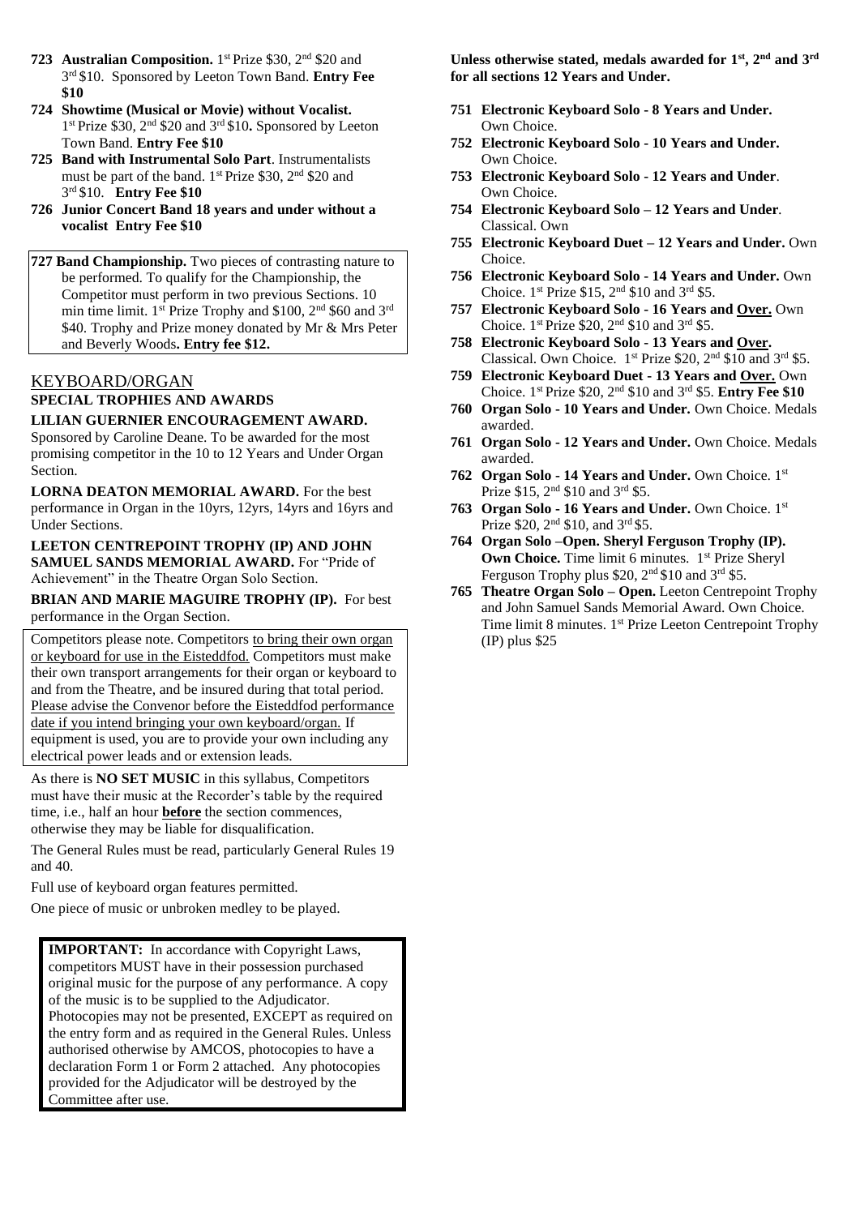**723 Australian Composition.** 1st Prize $30, 2nd $20 and 3rd $10. Sponsored by Leeton Town Band. **Entry Fee $10**

**724 Showtime (Musical or Movie) without Vocalist.** 1st Prize $30, 2nd $20 and 3rd $10**.** Sponsored by Leeton Town Band. **Entry Fee $10**

**725 Band with Instrumental Solo Part**. Instrumentalists must be part of the band. 1st Prize $30, 2nd $20 and 3rd $10. **Entry Fee $10**

**726 Junior Concert Band 18 years and under without a vocalist Entry Fee $10**

**727 Band Championship.** Two pieces of contrasting nature to be performed. To qualify for the Championship, the Competitor must perform in two previous Sections. 10 min time limit. 1st Prize Trophy and $100, 2nd $60 and 3rd $40. Trophy and Prize money donated by Mr & Mrs Peter and Beverly Woods**. Entry fee $12.**

## KEYBOARD/ORGAN

### SPECIAL TROPHIES AND AWARDS

**LILIAN GUERNIER ENCOURAGEMENT AWARD.** Sponsored by Caroline Deane. To be awarded for the most promising competitor in the 10 to 12 Years and Under Organ Section.

**LORNA DEATON MEMORIAL AWARD.** For the best performance in Organ in the 10yrs, 12yrs, 14yrs and 16yrs and Under Sections.

**LEETON CENTREPOINT TROPHY (IP) AND JOHN SAMUEL SANDS MEMORIAL AWARD.** For "Pride of Achievement" in the Theatre Organ Solo Section.

**BRIAN AND MARIE MAGUIRE TROPHY (IP).** For best performance in the Organ Section.

Competitors please note. Competitors to bring their own organ or keyboard for use in the Eisteddfod. Competitors must make their own transport arrangements for their organ or keyboard to and from the Theatre, and be insured during that total period. Please advise the Convenor before the Eisteddfod performance date if you intend bringing your own keyboard/organ. If equipment is used, you are to provide your own including any electrical power leads and or extension leads.

As there is **NO SET MUSIC** in this syllabus, Competitors must have their music at the Recorder's table by the required time, i.e., half an hour **before** the section commences, otherwise they may be liable for disqualification.

The General Rules must be read, particularly General Rules 19 and 40.

Full use of keyboard organ features permitted.

One piece of music or unbroken medley to be played.

**IMPORTANT:** In accordance with Copyright Laws, competitors MUST have in their possession purchased original music for the purpose of any performance. A copy of the music is to be supplied to the Adjudicator. Photocopies may not be presented, EXCEPT as required on the entry form and as required in the General Rules. Unless authorised otherwise by AMCOS, photocopies to have a declaration Form 1 or Form 2 attached. Any photocopies provided for the Adjudicator will be destroyed by the Committee after use.

**Unless otherwise stated, medals awarded for 1st, 2nd and 3rd for all sections 12 Years and Under.**

**751 Electronic Keyboard Solo - 8 Years and Under.** Own Choice.

**752 Electronic Keyboard Solo - 10 Years and Under.** Own Choice.

**753 Electronic Keyboard Solo - 12 Years and Under**. Own Choice.

**754 Electronic Keyboard Solo – 12 Years and Under**. Classical. Own

**755 Electronic Keyboard Duet – 12 Years and Under.** Own Choice.

**756 Electronic Keyboard Solo - 14 Years and Under.** Own Choice. 1st Prize $15, 2nd $10 and 3rd $5.

**757 Electronic Keyboard Solo - 16 Years and Over.** Own Choice. 1st Prize $20, 2nd $10 and 3rd $5.

**758 Electronic Keyboard Solo - 13 Years and Over.** Classical. Own Choice. 1st Prize $20, 2nd $10 and 3rd $5.

**759 Electronic Keyboard Duet - 13 Years and Over.** Own Choice. 1st Prize $20, 2nd $10 and 3rd $5. **Entry Fee $10**

**760 Organ Solo - 10 Years and Under.** Own Choice. Medals awarded.

**761 Organ Solo - 12 Years and Under.** Own Choice. Medals awarded.

**762 Organ Solo - 14 Years and Under.** Own Choice. 1st Prize $15, 2nd $10 and 3rd $5.

**763 Organ Solo - 16 Years and Under.** Own Choice. 1st Prize $20, 2nd $10, and 3rd $5.

**764 Organ Solo –Open. Sheryl Ferguson Trophy (IP). Own Choice.** Time limit 6 minutes. 1st Prize Sheryl Ferguson Trophy plus $20, 2nd $10 and 3rd $5.

**765 Theatre Organ Solo – Open.** Leeton Centrepoint Trophy and John Samuel Sands Memorial Award. Own Choice. Time limit 8 minutes. 1st Prize Leeton Centrepoint Trophy (IP) plus $25